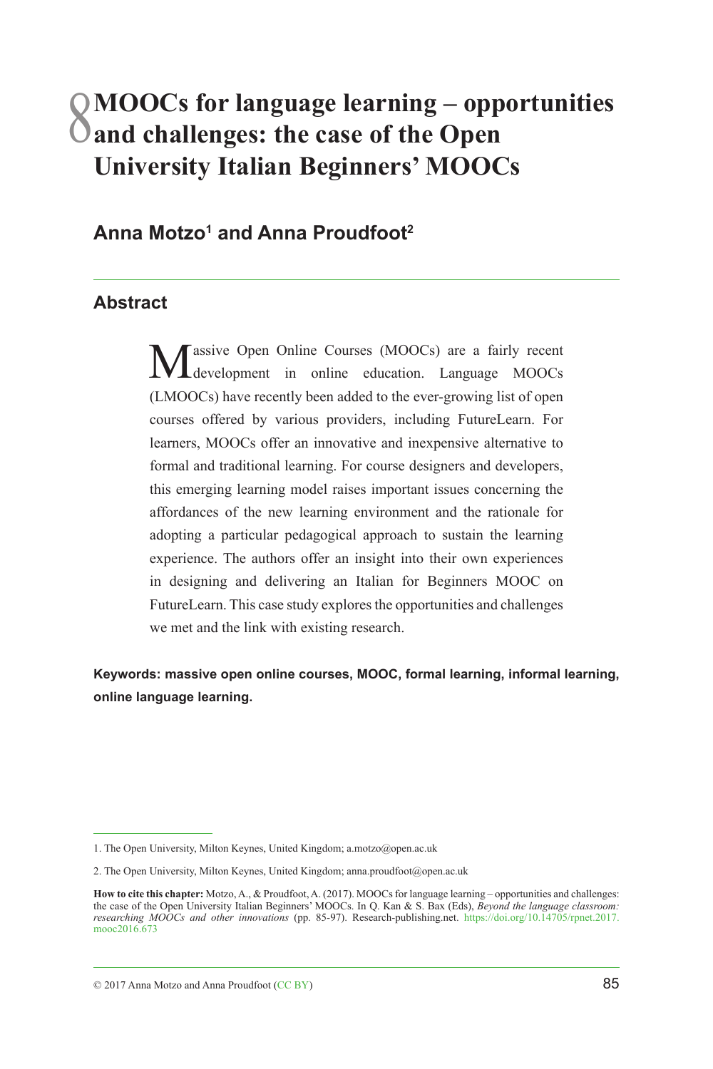# 8 MOOCs for language learning – opportunities and challenges: the case of the Open University Italian Beginners' MOOCs

## Anna Motzo[1] and Anna Proudfoot[2]

### Abstract

Massive Open Online Courses (MOOCs) are a fairly recent development in online education. Language MOOCs (LMOOCs) have recently been added to the ever-growing list of open courses offered by various providers, including FutureLearn. For learners, MOOCs offer an innovative and inexpensive alternative to formal and traditional learning. For course designers and developers, this emerging learning model raises important issues concerning the affordances of the new learning environment and the rationale for adopting a particular pedagogical approach to sustain the learning experience. The authors offer an insight into their own experiences in designing and delivering an Italian for Beginners MOOC on FutureLearn. This case study explores the opportunities and challenges we met and the link with existing research.

**Keywords: massive open online courses, MOOC, formal learning, informal learning, online language learning.**

1. The Open University, Milton Keynes, United Kingdom; a.motzo@open.ac.uk

2. The Open University, Milton Keynes, United Kingdom; anna.proudfoot@open.ac.uk

**How to cite this chapter:** Motzo, A., & Proudfoot, A. (2017). MOOCs for language learning – opportunities and challenges: the case of the Open University Italian Beginners' MOOCs. In Q. Kan & S. Bax (Eds), *Beyond the language classroom: researching MOOCs and other innovations* (pp. 85-97). Research-publishing.net. https://doi.org/10.14705/rpnet.2017.mooc2016.673

© 2017 Anna Motzo and Anna Proudfoot (CC BY)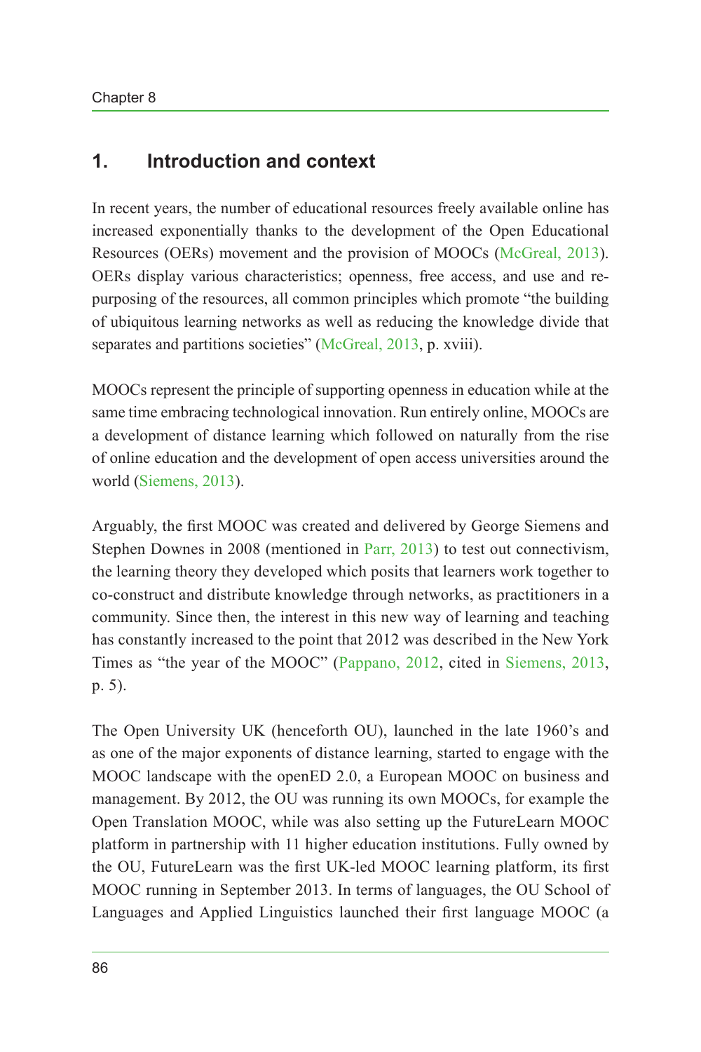## 1. Introduction and context

In recent years, the number of educational resources freely available online has increased exponentially thanks to the development of the Open Educational Resources (OERs) movement and the provision of MOOCs (McGreal, 2013). OERs display various characteristics; openness, free access, and use and re-purposing of the resources, all common principles which promote "the building of ubiquitous learning networks as well as reducing the knowledge divide that separates and partitions societies" (McGreal, 2013, p. xviii).

MOOCs represent the principle of supporting openness in education while at the same time embracing technological innovation. Run entirely online, MOOCs are a development of distance learning which followed on naturally from the rise of online education and the development of open access universities around the world (Siemens, 2013).

Arguably, the first MOOC was created and delivered by George Siemens and Stephen Downes in 2008 (mentioned in Parr, 2013) to test out connectivism, the learning theory they developed which posits that learners work together to co-construct and distribute knowledge through networks, as practitioners in a community. Since then, the interest in this new way of learning and teaching has constantly increased to the point that 2012 was described in the New York Times as "the year of the MOOC" (Pappano, 2012, cited in Siemens, 2013, p. 5).

The Open University UK (henceforth OU), launched in the late 1960's and as one of the major exponents of distance learning, started to engage with the MOOC landscape with the openED 2.0, a European MOOC on business and management. By 2012, the OU was running its own MOOCs, for example the Open Translation MOOC, while was also setting up the FutureLearn MOOC platform in partnership with 11 higher education institutions. Fully owned by the OU, FutureLearn was the first UK-led MOOC learning platform, its first MOOC running in September 2013. In terms of languages, the OU School of Languages and Applied Linguistics launched their first language MOOC (a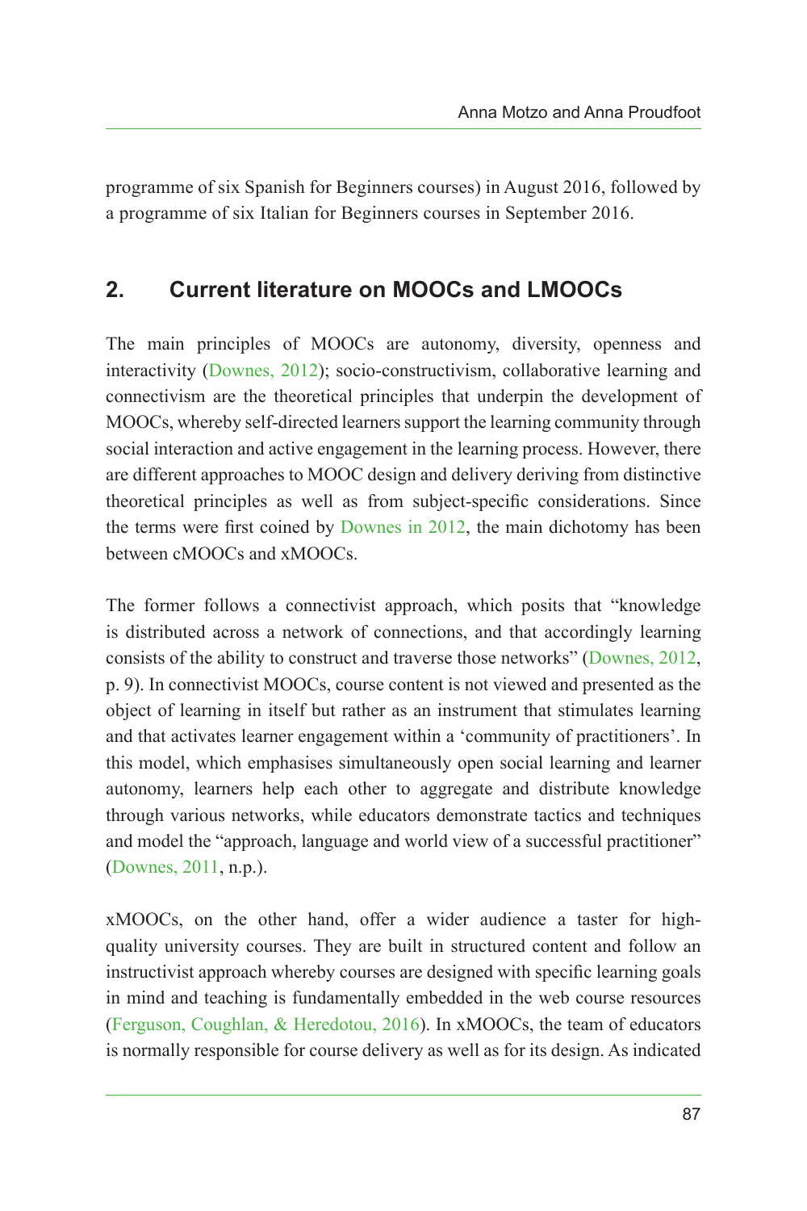programme of six Spanish for Beginners courses) in August 2016, followed by a programme of six Italian for Beginners courses in September 2016.

## 2. Current literature on MOOCs and LMOOCs

The main principles of MOOCs are autonomy, diversity, openness and interactivity (Downes, 2012); socio-constructivism, collaborative learning and connectivism are the theoretical principles that underpin the development of MOOCs, whereby self-directed learners support the learning community through social interaction and active engagement in the learning process. However, there are different approaches to MOOC design and delivery deriving from distinctive theoretical principles as well as from subject-specific considerations. Since the terms were first coined by Downes in 2012, the main dichotomy has been between cMOOCs and xMOOCs.

The former follows a connectivist approach, which posits that "knowledge is distributed across a network of connections, and that accordingly learning consists of the ability to construct and traverse those networks" (Downes, 2012, p. 9). In connectivist MOOCs, course content is not viewed and presented as the object of learning in itself but rather as an instrument that stimulates learning and that activates learner engagement within a 'community of practitioners'. In this model, which emphasises simultaneously open social learning and learner autonomy, learners help each other to aggregate and distribute knowledge through various networks, while educators demonstrate tactics and techniques and model the "approach, language and world view of a successful practitioner" (Downes, 2011, n.p.).

xMOOCs, on the other hand, offer a wider audience a taster for high-quality university courses. They are built in structured content and follow an instructivist approach whereby courses are designed with specific learning goals in mind and teaching is fundamentally embedded in the web course resources (Ferguson, Coughlan, & Heredotou, 2016). In xMOOCs, the team of educators is normally responsible for course delivery as well as for its design. As indicated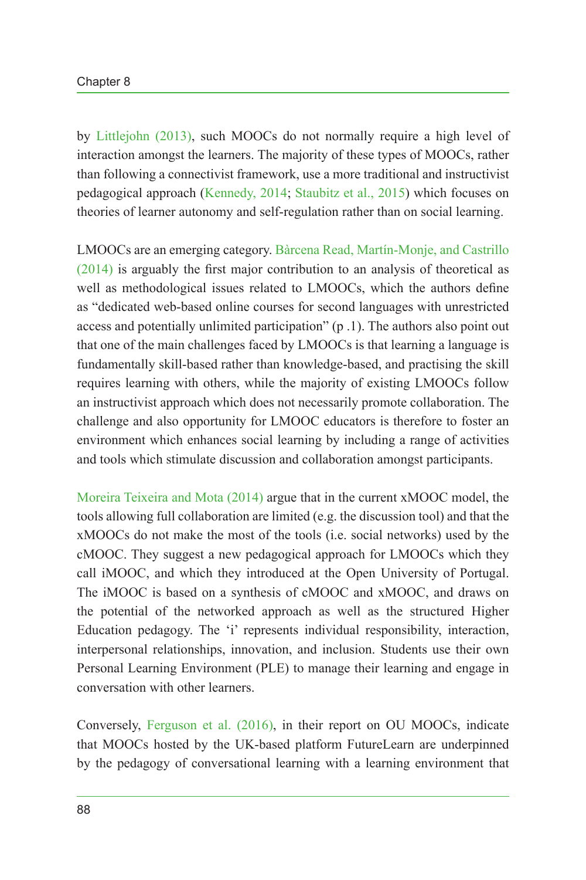by Littlejohn (2013), such MOOCs do not normally require a high level of interaction amongst the learners. The majority of these types of MOOCs, rather than following a connectivist framework, use a more traditional and instructivist pedagogical approach (Kennedy, 2014; Staubitz et al., 2015) which focuses on theories of learner autonomy and self-regulation rather than on social learning.

LMOOCs are an emerging category. Bàrcena Read, Martín-Monje, and Castrillo (2014) is arguably the first major contribution to an analysis of theoretical as well as methodological issues related to LMOOCs, which the authors define as "dedicated web-based online courses for second languages with unrestricted access and potentially unlimited participation" (p .1). The authors also point out that one of the main challenges faced by LMOOCs is that learning a language is fundamentally skill-based rather than knowledge-based, and practising the skill requires learning with others, while the majority of existing LMOOCs follow an instructivist approach which does not necessarily promote collaboration. The challenge and also opportunity for LMOOC educators is therefore to foster an environment which enhances social learning by including a range of activities and tools which stimulate discussion and collaboration amongst participants.

Moreira Teixeira and Mota (2014) argue that in the current xMOOC model, the tools allowing full collaboration are limited (e.g. the discussion tool) and that the xMOOCs do not make the most of the tools (i.e. social networks) used by the cMOOC. They suggest a new pedagogical approach for LMOOCs which they call iMOOC, and which they introduced at the Open University of Portugal. The iMOOC is based on a synthesis of cMOOC and xMOOC, and draws on the potential of the networked approach as well as the structured Higher Education pedagogy. The 'i' represents individual responsibility, interaction, interpersonal relationships, innovation, and inclusion. Students use their own Personal Learning Environment (PLE) to manage their learning and engage in conversation with other learners.

Conversely, Ferguson et al. (2016), in their report on OU MOOCs, indicate that MOOCs hosted by the UK-based platform FutureLearn are underpinned by the pedagogy of conversational learning with a learning environment that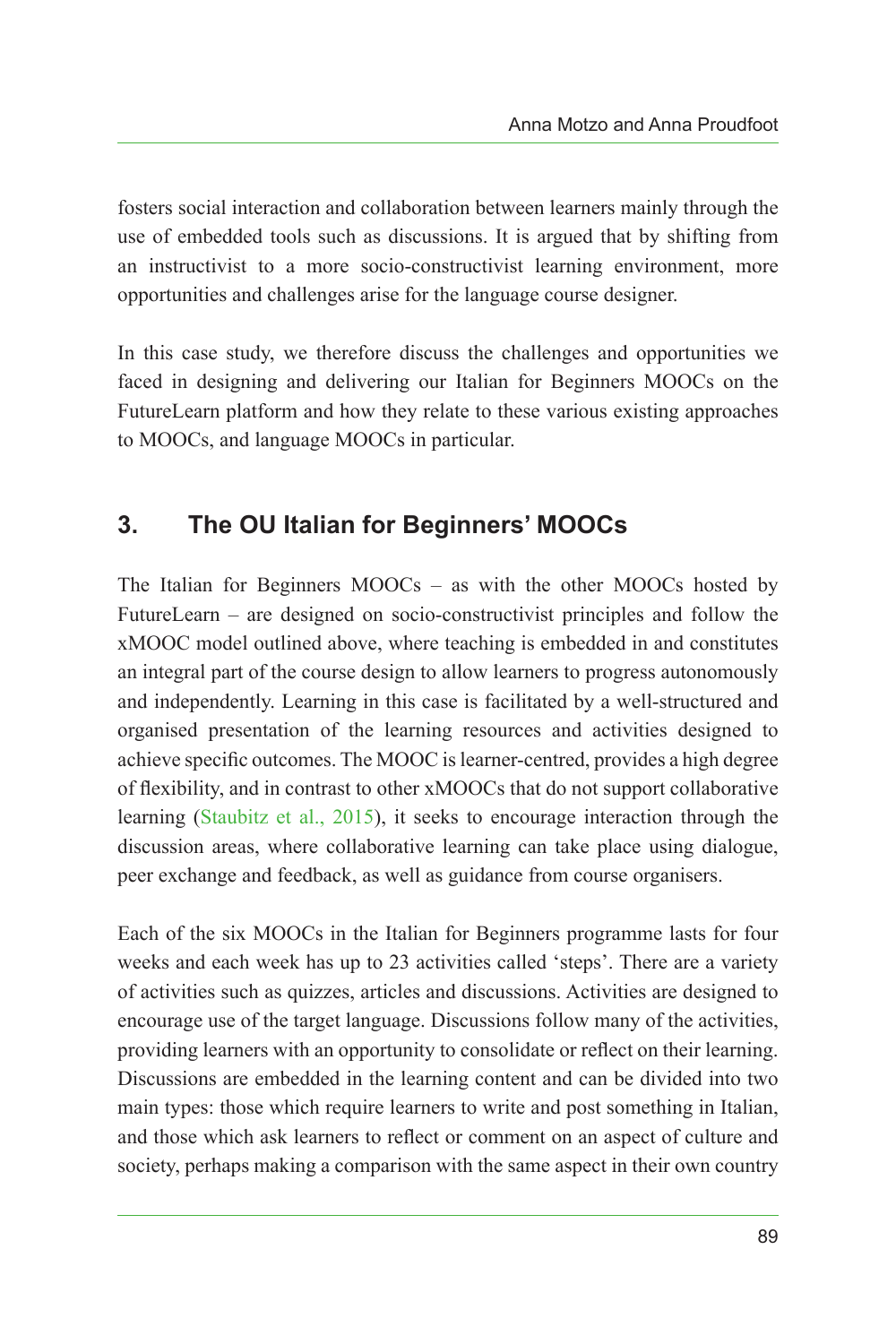fosters social interaction and collaboration between learners mainly through the use of embedded tools such as discussions. It is argued that by shifting from an instructivist to a more socio-constructivist learning environment, more opportunities and challenges arise for the language course designer.

In this case study, we therefore discuss the challenges and opportunities we faced in designing and delivering our Italian for Beginners MOOCs on the FutureLearn platform and how they relate to these various existing approaches to MOOCs, and language MOOCs in particular.

## 3. The OU Italian for Beginners' MOOCs

The Italian for Beginners MOOCs – as with the other MOOCs hosted by FutureLearn – are designed on socio-constructivist principles and follow the xMOOC model outlined above, where teaching is embedded in and constitutes an integral part of the course design to allow learners to progress autonomously and independently. Learning in this case is facilitated by a well-structured and organised presentation of the learning resources and activities designed to achieve specific outcomes. The MOOC is learner-centred, provides a high degree of flexibility, and in contrast to other xMOOCs that do not support collaborative learning (Staubitz et al., 2015), it seeks to encourage interaction through the discussion areas, where collaborative learning can take place using dialogue, peer exchange and feedback, as well as guidance from course organisers.

Each of the six MOOCs in the Italian for Beginners programme lasts for four weeks and each week has up to 23 activities called 'steps'. There are a variety of activities such as quizzes, articles and discussions. Activities are designed to encourage use of the target language. Discussions follow many of the activities, providing learners with an opportunity to consolidate or reflect on their learning. Discussions are embedded in the learning content and can be divided into two main types: those which require learners to write and post something in Italian, and those which ask learners to reflect or comment on an aspect of culture and society, perhaps making a comparison with the same aspect in their own country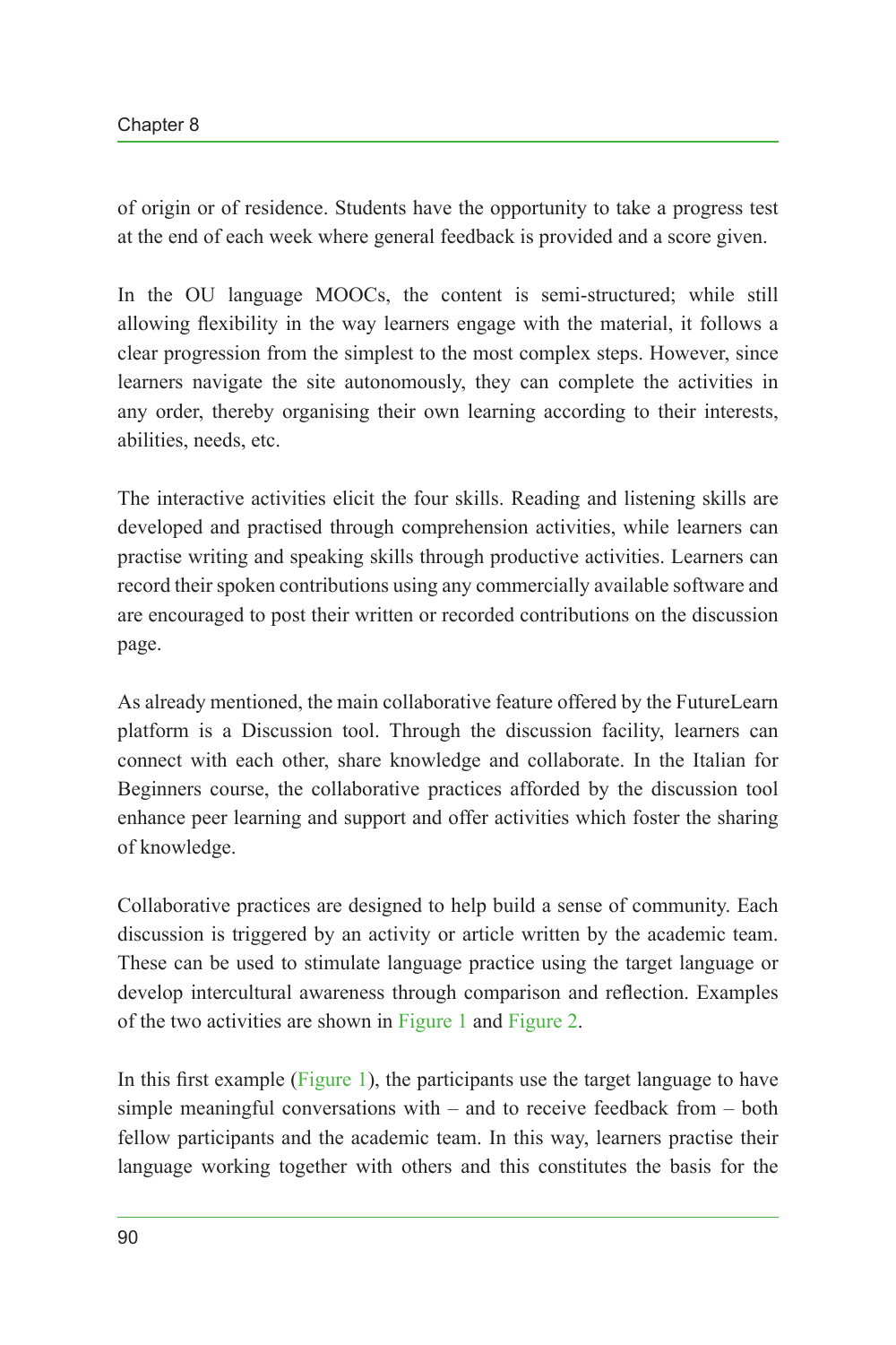of origin or of residence. Students have the opportunity to take a progress test at the end of each week where general feedback is provided and a score given.

In the OU language MOOCs, the content is semi-structured; while still allowing flexibility in the way learners engage with the material, it follows a clear progression from the simplest to the most complex steps. However, since learners navigate the site autonomously, they can complete the activities in any order, thereby organising their own learning according to their interests, abilities, needs, etc.

The interactive activities elicit the four skills. Reading and listening skills are developed and practised through comprehension activities, while learners can practise writing and speaking skills through productive activities. Learners can record their spoken contributions using any commercially available software and are encouraged to post their written or recorded contributions on the discussion page.

As already mentioned, the main collaborative feature offered by the FutureLearn platform is a Discussion tool. Through the discussion facility, learners can connect with each other, share knowledge and collaborate. In the Italian for Beginners course, the collaborative practices afforded by the discussion tool enhance peer learning and support and offer activities which foster the sharing of knowledge.

Collaborative practices are designed to help build a sense of community. Each discussion is triggered by an activity or article written by the academic team. These can be used to stimulate language practice using the target language or develop intercultural awareness through comparison and reflection. Examples of the two activities are shown in Figure 1 and Figure 2.

In this first example (Figure 1), the participants use the target language to have simple meaningful conversations with – and to receive feedback from – both fellow participants and the academic team. In this way, learners practise their language working together with others and this constitutes the basis for the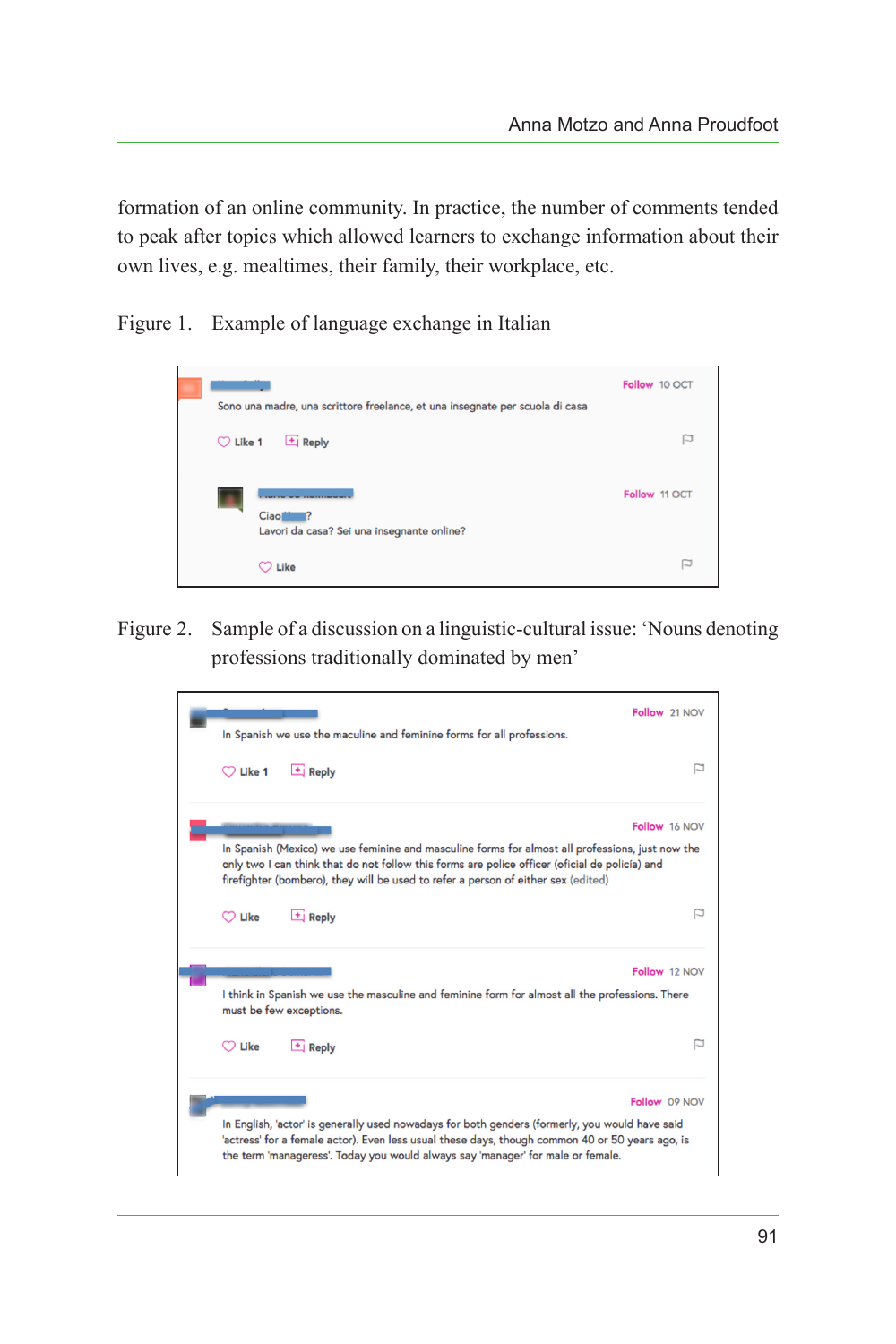formation of an online community. In practice, the number of comments tended to peak after topics which allowed learners to exchange information about their own lives, e.g. mealtimes, their family, their workplace, etc.

Figure 1. Example of language exchange in Italian

Follow 10 OCT

Sono una madre, una scrittore freelance, et una insegnate per scuola di casa

Like 1 Reply

Follow 11 OCT

Ciao ?
Lavori da casa? Sei una insegnante online?

Like

Figure 2. Sample of a discussion on a linguistic-cultural issue: 'Nouns denoting professions traditionally dominated by men'

Follow 21 NOV

In Spanish we use the maculine and feminine forms for all professions.

Like 1 Reply

Follow 16 NOV

In Spanish (Mexico) we use feminine and masculine forms for almost all professions, just now the only two I can think that do not follow this forms are police officer (oficial de policía) and firefighter (bombero), they will be used to refer a person of either sex (edited)

Like Reply

Follow 12 NOV

I think in Spanish we use the masculine and feminine form for almost all the professions. There must be few exceptions.

Like Reply

Follow 09 NOV

In English, 'actor' is generally used nowadays for both genders (formerly, you would have said 'actress' for a female actor). Even less usual these days, though common 40 or 50 years ago, is the term 'manageress'. Today you would always say 'manager' for male or female.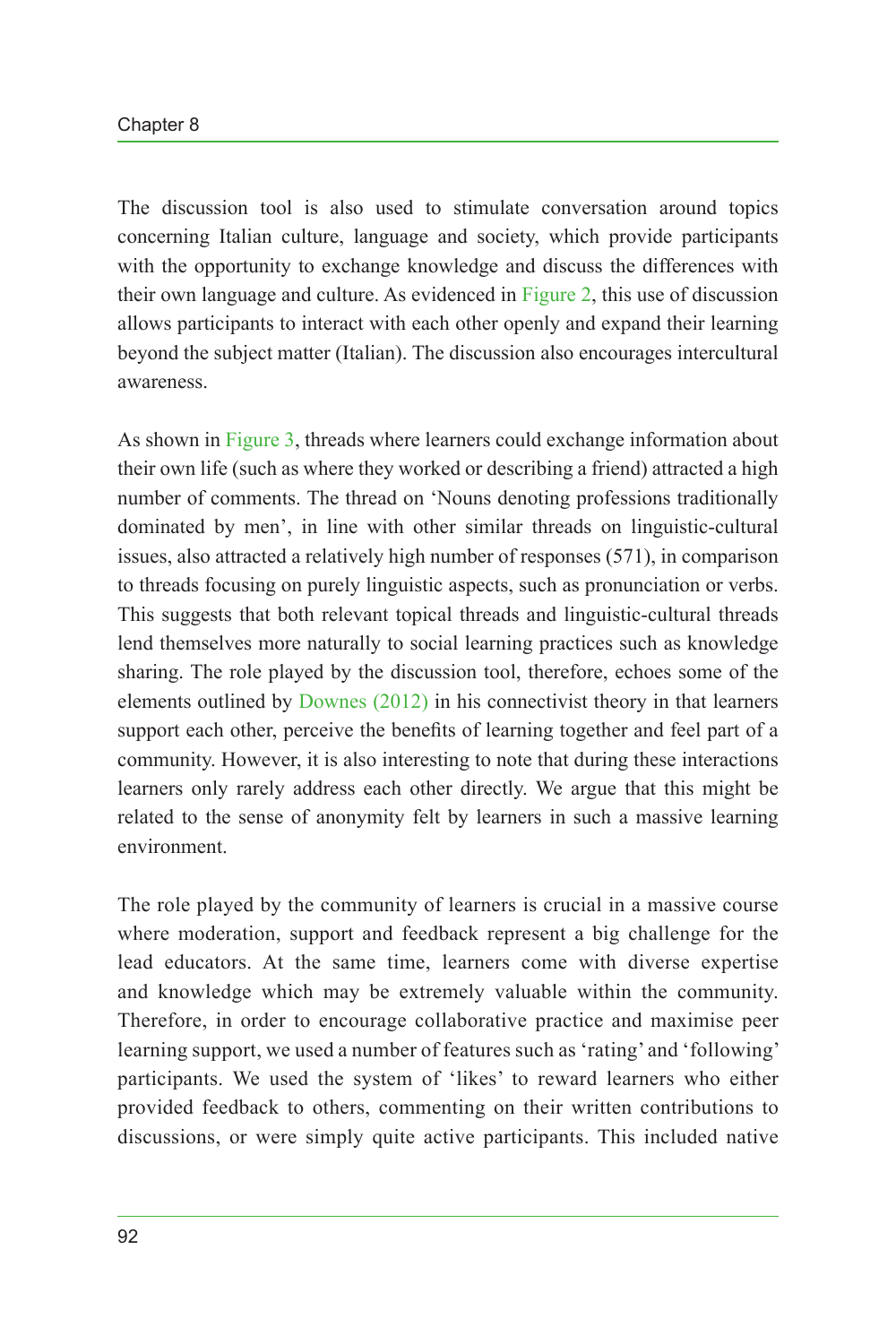The discussion tool is also used to stimulate conversation around topics concerning Italian culture, language and society, which provide participants with the opportunity to exchange knowledge and discuss the differences with their own language and culture. As evidenced in Figure 2, this use of discussion allows participants to interact with each other openly and expand their learning beyond the subject matter (Italian). The discussion also encourages intercultural awareness.

As shown in Figure 3, threads where learners could exchange information about their own life (such as where they worked or describing a friend) attracted a high number of comments. The thread on 'Nouns denoting professions traditionally dominated by men', in line with other similar threads on linguistic-cultural issues, also attracted a relatively high number of responses (571), in comparison to threads focusing on purely linguistic aspects, such as pronunciation or verbs. This suggests that both relevant topical threads and linguistic-cultural threads lend themselves more naturally to social learning practices such as knowledge sharing. The role played by the discussion tool, therefore, echoes some of the elements outlined by Downes (2012) in his connectivist theory in that learners support each other, perceive the benefits of learning together and feel part of a community. However, it is also interesting to note that during these interactions learners only rarely address each other directly. We argue that this might be related to the sense of anonymity felt by learners in such a massive learning environment.

The role played by the community of learners is crucial in a massive course where moderation, support and feedback represent a big challenge for the lead educators. At the same time, learners come with diverse expertise and knowledge which may be extremely valuable within the community. Therefore, in order to encourage collaborative practice and maximise peer learning support, we used a number of features such as 'rating' and 'following' participants. We used the system of 'likes' to reward learners who either provided feedback to others, commenting on their written contributions to discussions, or were simply quite active participants. This included native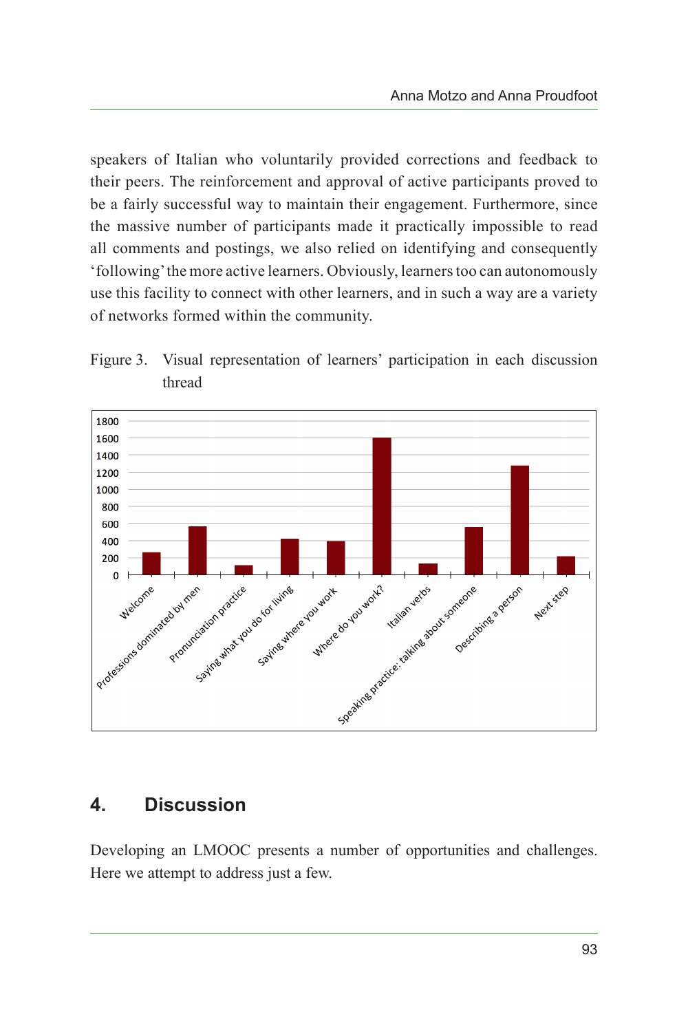speakers of Italian who voluntarily provided corrections and feedback to their peers. The reinforcement and approval of active participants proved to be a fairly successful way to maintain their engagement. Furthermore, since the massive number of participants made it practically impossible to read all comments and postings, we also relied on identifying and consequently 'following' the more active learners. Obviously, learners too can autonomously use this facility to connect with other learners, and in such a way are a variety of networks formed within the community.

Figure 3. Visual representation of learners' participation in each discussion thread

## 4. Discussion

Developing an LMOOC presents a number of opportunities and challenges. Here we attempt to address just a few.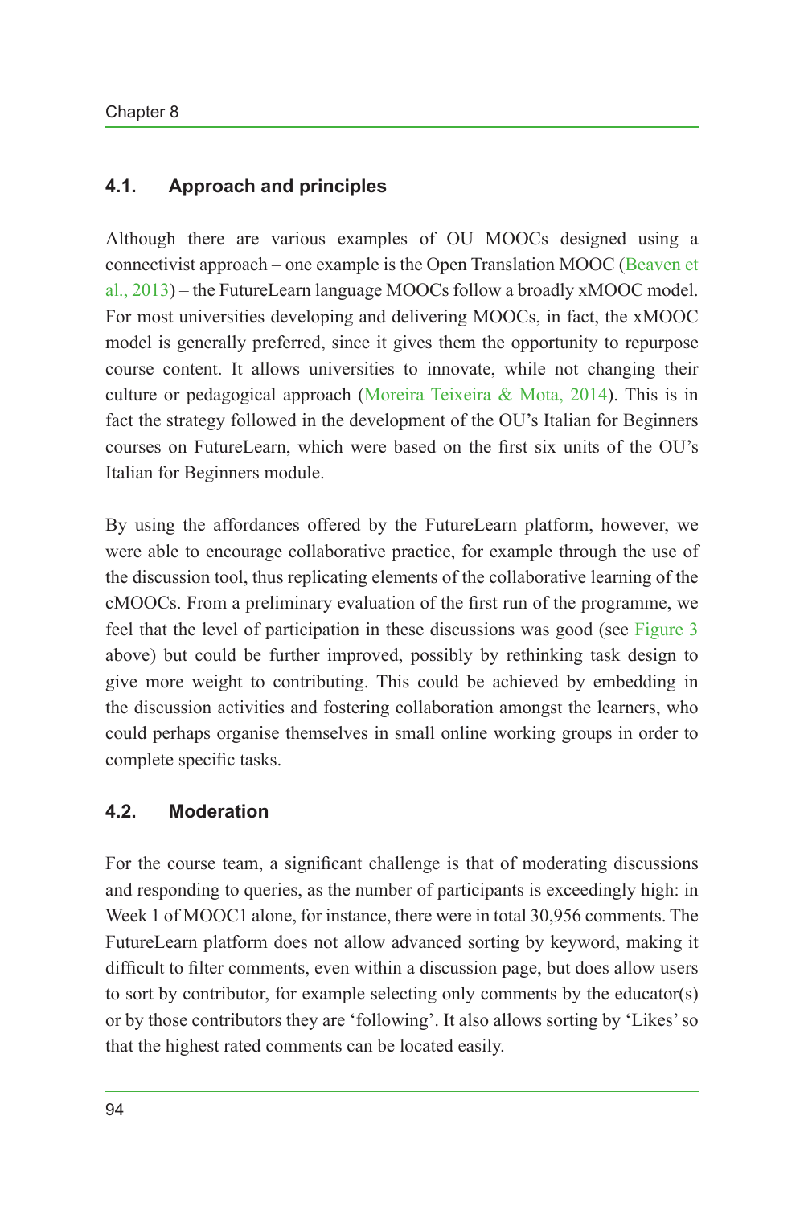### 4.1. Approach and principles

Although there are various examples of OU MOOCs designed using a connectivist approach – one example is the Open Translation MOOC (Beaven et al., 2013) – the FutureLearn language MOOCs follow a broadly xMOOC model. For most universities developing and delivering MOOCs, in fact, the xMOOC model is generally preferred, since it gives them the opportunity to repurpose course content. It allows universities to innovate, while not changing their culture or pedagogical approach (Moreira Teixeira & Mota, 2014). This is in fact the strategy followed in the development of the OU's Italian for Beginners courses on FutureLearn, which were based on the first six units of the OU's Italian for Beginners module.

By using the affordances offered by the FutureLearn platform, however, we were able to encourage collaborative practice, for example through the use of the discussion tool, thus replicating elements of the collaborative learning of the cMOOCs. From a preliminary evaluation of the first run of the programme, we feel that the level of participation in these discussions was good (see Figure 3 above) but could be further improved, possibly by rethinking task design to give more weight to contributing. This could be achieved by embedding in the discussion activities and fostering collaboration amongst the learners, who could perhaps organise themselves in small online working groups in order to complete specific tasks.

### 4.2. Moderation

For the course team, a significant challenge is that of moderating discussions and responding to queries, as the number of participants is exceedingly high: in Week 1 of MOOC1 alone, for instance, there were in total 30,956 comments. The FutureLearn platform does not allow advanced sorting by keyword, making it difficult to filter comments, even within a discussion page, but does allow users to sort by contributor, for example selecting only comments by the educator(s) or by those contributors they are 'following'. It also allows sorting by 'Likes' so that the highest rated comments can be located easily.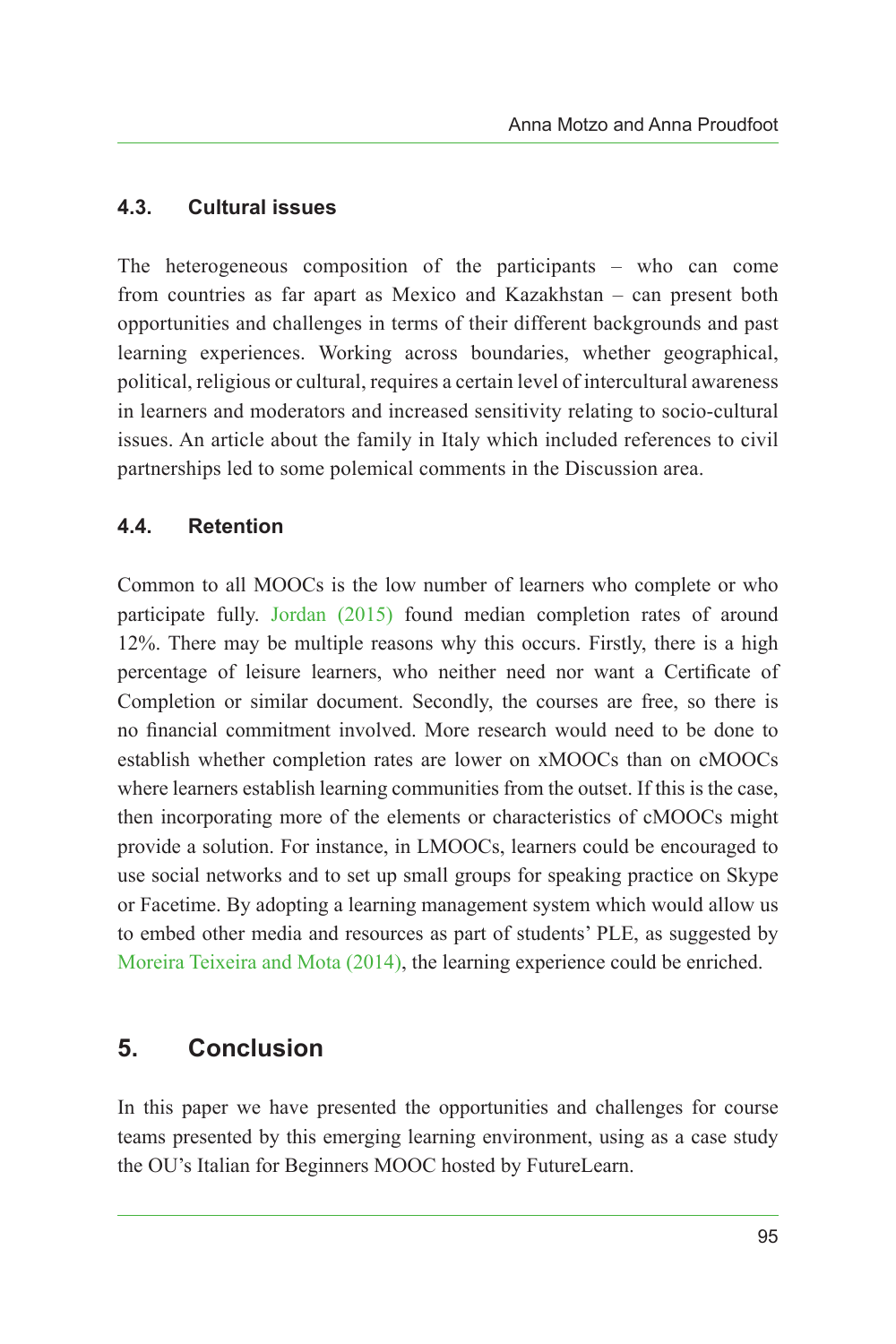### 4.3. Cultural issues

The heterogeneous composition of the participants – who can come from countries as far apart as Mexico and Kazakhstan – can present both opportunities and challenges in terms of their different backgrounds and past learning experiences. Working across boundaries, whether geographical, political, religious or cultural, requires a certain level of intercultural awareness in learners and moderators and increased sensitivity relating to socio-cultural issues. An article about the family in Italy which included references to civil partnerships led to some polemical comments in the Discussion area.

### 4.4. Retention

Common to all MOOCs is the low number of learners who complete or who participate fully. Jordan (2015) found median completion rates of around 12%. There may be multiple reasons why this occurs. Firstly, there is a high percentage of leisure learners, who neither need nor want a Certificate of Completion or similar document. Secondly, the courses are free, so there is no financial commitment involved. More research would need to be done to establish whether completion rates are lower on xMOOCs than on cMOOCs where learners establish learning communities from the outset. If this is the case, then incorporating more of the elements or characteristics of cMOOCs might provide a solution. For instance, in LMOOCs, learners could be encouraged to use social networks and to set up small groups for speaking practice on Skype or Facetime. By adopting a learning management system which would allow us to embed other media and resources as part of students' PLE, as suggested by Moreira Teixeira and Mota (2014), the learning experience could be enriched.

## 5. Conclusion

In this paper we have presented the opportunities and challenges for course teams presented by this emerging learning environment, using as a case study the OU's Italian for Beginners MOOC hosted by FutureLearn.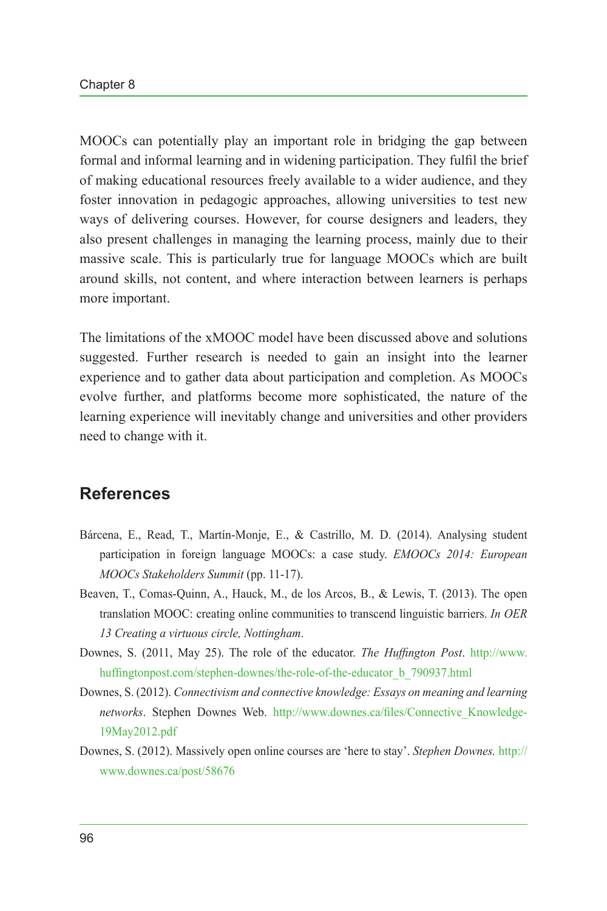MOOCs can potentially play an important role in bridging the gap between formal and informal learning and in widening participation. They fulfil the brief of making educational resources freely available to a wider audience, and they foster innovation in pedagogic approaches, allowing universities to test new ways of delivering courses. However, for course designers and leaders, they also present challenges in managing the learning process, mainly due to their massive scale. This is particularly true for language MOOCs which are built around skills, not content, and where interaction between learners is perhaps more important.

The limitations of the xMOOC model have been discussed above and solutions suggested. Further research is needed to gain an insight into the learner experience and to gather data about participation and completion. As MOOCs evolve further, and platforms become more sophisticated, the nature of the learning experience will inevitably change and universities and other providers need to change with it.

## References

Bárcena, E., Read, T., Martín-Monje, E., & Castrillo, M. D. (2014). Analysing student participation in foreign language MOOCs: a case study. *EMOOCs 2014: European MOOCs Stakeholders Summit* (pp. 11-17).

Beaven, T., Comas-Quinn, A., Hauck, M., de los Arcos, B., & Lewis, T. (2013). The open translation MOOC: creating online communities to transcend linguistic barriers. *In OER 13 Creating a virtuous circle, Nottingham*.

Downes, S. (2011, May 25). The role of the educator. *The Huffington Post*. http://www.huffingtonpost.com/stephen-downes/the-role-of-the-educator_b_790937.html

Downes, S. (2012). *Connectivism and connective knowledge: Essays on meaning and learning networks*. Stephen Downes Web. http://www.downes.ca/files/Connective_Knowledge-19May2012.pdf

Downes, S. (2012). Massively open online courses are 'here to stay'. *Stephen Downes.* http://www.downes.ca/post/58676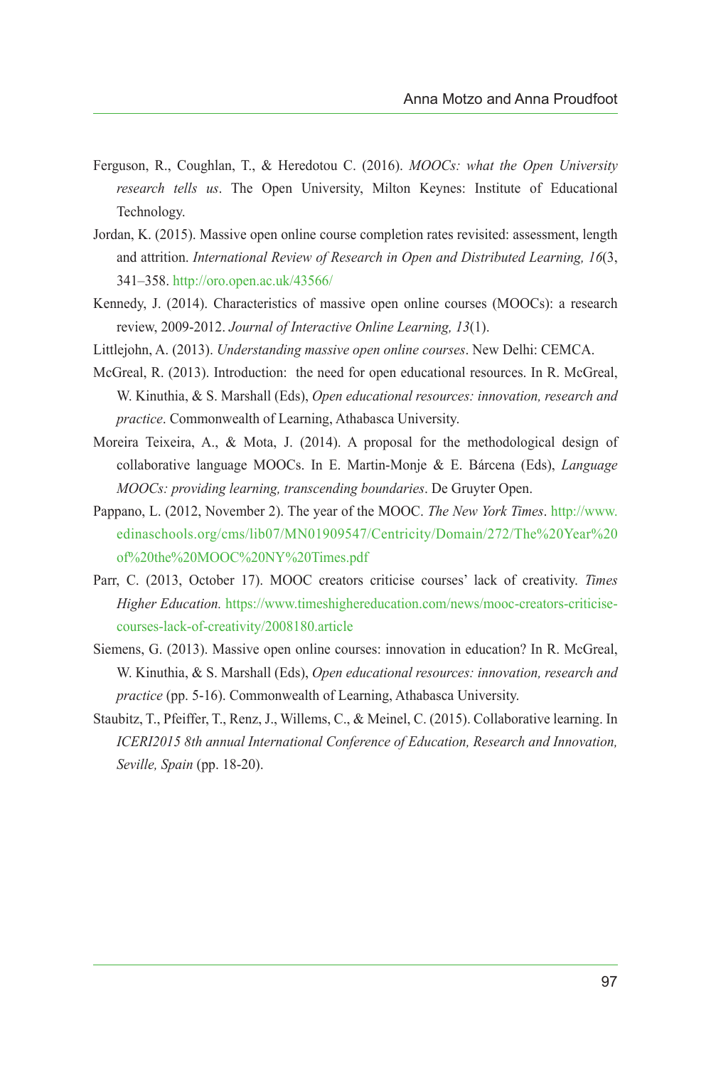Ferguson, R., Coughlan, T., & Heredotou C. (2016). *MOOCs: what the Open University research tells us*. The Open University, Milton Keynes: Institute of Educational Technology.

Jordan, K. (2015). Massive open online course completion rates revisited: assessment, length and attrition. *International Review of Research in Open and Distributed Learning, 16*(3, 341–358. http://oro.open.ac.uk/43566/

Kennedy, J. (2014). Characteristics of massive open online courses (MOOCs): a research review, 2009-2012. *Journal of Interactive Online Learning, 13*(1).

Littlejohn, A. (2013). *Understanding massive open online courses*. New Delhi: CEMCA.

McGreal, R. (2013). Introduction:  the need for open educational resources. In R. McGreal, W. Kinuthia, & S. Marshall (Eds), *Open educational resources: innovation, research and practice*. Commonwealth of Learning, Athabasca University.

Moreira Teixeira, A., & Mota, J. (2014). A proposal for the methodological design of collaborative language MOOCs. In E. Martin-Monje & E. Bárcena (Eds), *Language MOOCs: providing learning, transcending boundaries*. De Gruyter Open.

Pappano, L. (2012, November 2). The year of the MOOC. *The New York Times*. http://www.edinaschools.org/cms/lib07/MN01909547/Centricity/Domain/272/The%20Year%20of%20the%20MOOC%20NY%20Times.pdf

Parr, C. (2013, October 17). MOOC creators criticise courses' lack of creativity. *Times Higher Education.* https://www.timeshighereducation.com/news/mooc-creators-criticise-courses-lack-of-creativity/2008180.article

Siemens, G. (2013). Massive open online courses: innovation in education? In R. McGreal, W. Kinuthia, & S. Marshall (Eds), *Open educational resources: innovation, research and practice* (pp. 5-16). Commonwealth of Learning, Athabasca University.

Staubitz, T., Pfeiffer, T., Renz, J., Willems, C., & Meinel, C. (2015). Collaborative learning. In *ICERI2015 8th annual International Conference of Education, Research and Innovation, Seville, Spain* (pp. 18-20).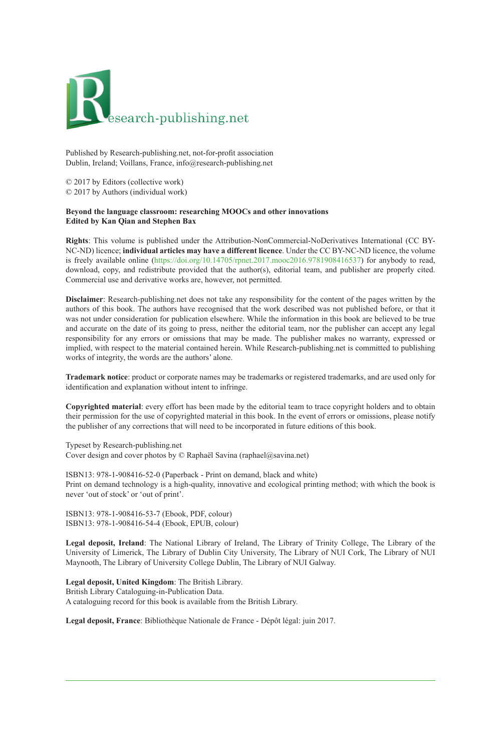Research-publishing.net

Published by Research-publishing.net, not-for-profit association
Dublin, Ireland; Voillans, France, info@research-publishing.net

© 2017 by Editors (collective work)
© 2017 by Authors (individual work)

**Beyond the language classroom: researching MOOCs and other innovations**
**Edited by Kan Qian and Stephen Bax**

**Rights**: This volume is published under the Attribution-NonCommercial-NoDerivatives International (CC BY-NC-ND) licence; **individual articles may have a different licence**. Under the CC BY-NC-ND licence, the volume is freely available online (https://doi.org/10.14705/rpnet.2017.mooc2016.9781908416537) for anybody to read, download, copy, and redistribute provided that the author(s), editorial team, and publisher are properly cited. Commercial use and derivative works are, however, not permitted.

**Disclaimer**: Research-publishing.net does not take any responsibility for the content of the pages written by the authors of this book. The authors have recognised that the work described was not published before, or that it was not under consideration for publication elsewhere. While the information in this book are believed to be true and accurate on the date of its going to press, neither the editorial team, nor the publisher can accept any legal responsibility for any errors or omissions that may be made. The publisher makes no warranty, expressed or implied, with respect to the material contained herein. While Research-publishing.net is committed to publishing works of integrity, the words are the authors' alone.

**Trademark notice**: product or corporate names may be trademarks or registered trademarks, and are used only for identification and explanation without intent to infringe.

**Copyrighted material**: every effort has been made by the editorial team to trace copyright holders and to obtain their permission for the use of copyrighted material in this book. In the event of errors or omissions, please notify the publisher of any corrections that will need to be incorporated in future editions of this book.

Typeset by Research-publishing.net
Cover design and cover photos by © Raphaël Savina (raphael@savina.net)

ISBN13: 978-1-908416-52-0 (Paperback - Print on demand, black and white)
Print on demand technology is a high-quality, innovative and ecological printing method; with which the book is never 'out of stock' or 'out of print'.

ISBN13: 978-1-908416-53-7 (Ebook, PDF, colour)
ISBN13: 978-1-908416-54-4 (Ebook, EPUB, colour)

**Legal deposit, Ireland**: The National Library of Ireland, The Library of Trinity College, The Library of the University of Limerick, The Library of Dublin City University, The Library of NUI Cork, The Library of NUI Maynooth, The Library of University College Dublin, The Library of NUI Galway.

**Legal deposit, United Kingdom**: The British Library.
British Library Cataloguing-in-Publication Data.
A cataloguing record for this book is available from the British Library.

**Legal deposit, France**: Bibliothèque Nationale de France - Dépôt légal: juin 2017.